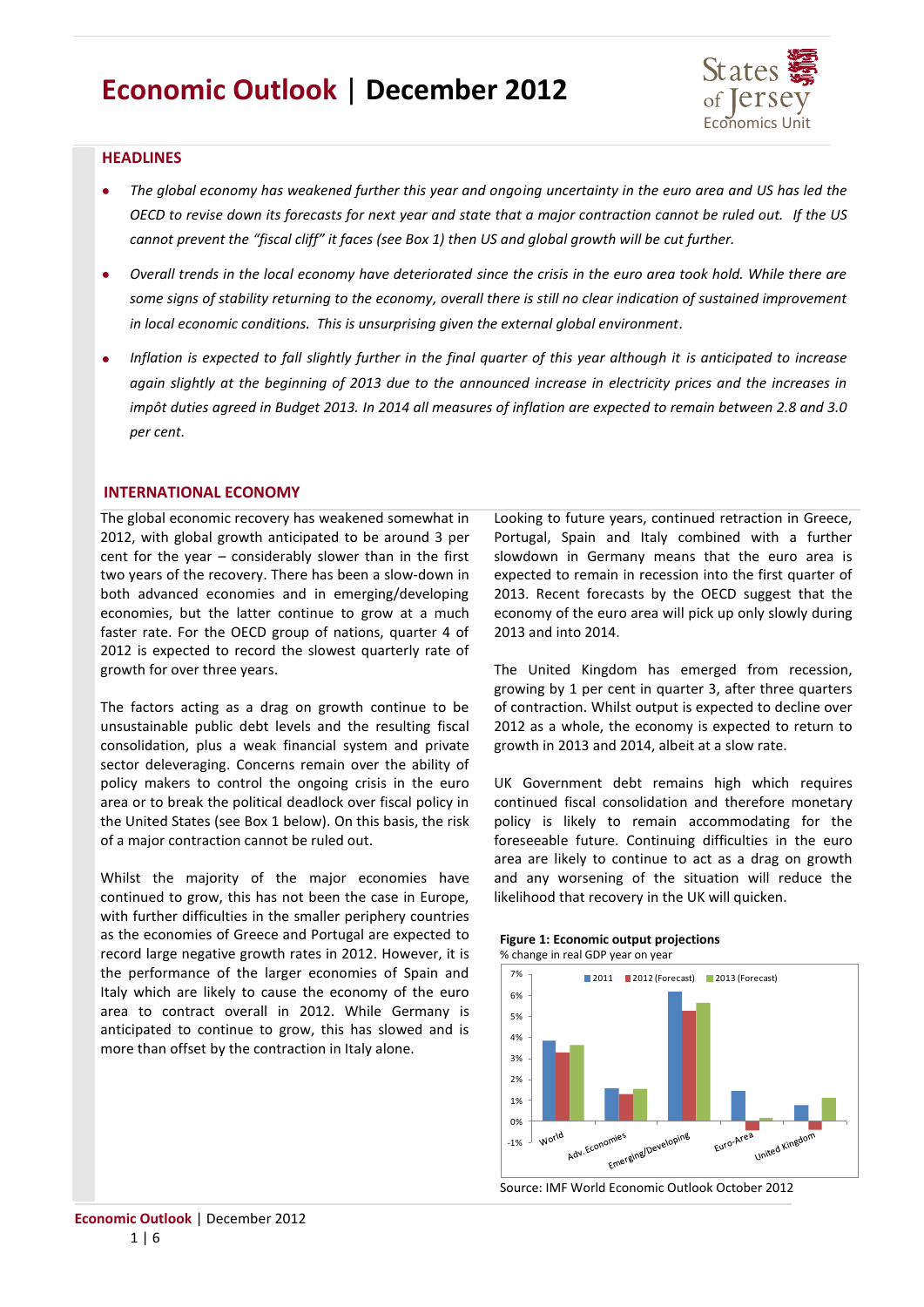# Economic Outlook | December 2012

States of Jersey Economics Unit

## HEADLINES

- *The global economy has weakened further this year and ongoing uncertainty in the euro area and US has led the OECD to revise down its forecasts for next year and state that a major contraction cannot be ruled out. If the US cannot prevent the "fiscal cliff" it faces (see Box 1) then US and global growth will be cut further.*
- *Overall trends in the local economy have deteriorated since the crisis in the euro area took hold. While there are some signs of stability returning to the economy, overall there is still no clear indication of sustained improvement in local economic conditions. This is unsurprising given the external global environment.*
- *Inflation is expected to fall slightly further in the final quarter of this year although it is anticipated to increase again slightly at the beginning of 2013 due to the announced increase in electricity prices and the increases in impôt duties agreed in Budget 2013. In 2014 all measures of inflation are expected to remain between 2.8 and 3.0 per cent.*

## INTERNATIONAL ECONOMY

The global economic recovery has weakened somewhat in 2012, with global growth anticipated to be around 3 per cent for the year – considerably slower than in the first two years of the recovery. There has been a slow-down in both advanced economies and in emerging/developing economies, but the latter continue to grow at a much faster rate. For the OECD group of nations, quarter 4 of 2012 is expected to record the slowest quarterly rate of growth for over three years.

The factors acting as a drag on growth continue to be unsustainable public debt levels and the resulting fiscal consolidation, plus a weak financial system and private sector deleveraging. Concerns remain over the ability of policy makers to control the ongoing crisis in the euro area or to break the political deadlock over fiscal policy in the United States (see Box 1 below). On this basis, the risk of a major contraction cannot be ruled out.

Whilst the majority of the major economies have continued to grow, this has not been the case in Europe, with further difficulties in the smaller periphery countries as the economies of Greece and Portugal are expected to record large negative growth rates in 2012. However, it is the performance of the larger economies of Spain and Italy which are likely to cause the economy of the euro area to contract overall in 2012. While Germany is anticipated to continue to grow, this has slowed and is more than offset by the contraction in Italy alone.

Looking to future years, continued retraction in Greece, Portugal, Spain and Italy combined with a further slowdown in Germany means that the euro area is expected to remain in recession into the first quarter of 2013. Recent forecasts by the OECD suggest that the economy of the euro area will pick up only slowly during 2013 and into 2014.

The United Kingdom has emerged from recession, growing by 1 per cent in quarter 3, after three quarters of contraction. Whilst output is expected to decline over 2012 as a whole, the economy is expected to return to growth in 2013 and 2014, albeit at a slow rate.

UK Government debt remains high which requires continued fiscal consolidation and therefore monetary policy is likely to remain accommodating for the foreseeable future. Continuing difficulties in the euro area are likely to continue to act as a drag on growth and any worsening of the situation will reduce the likelihood that recovery in the UK will quicken.

**Figure 1: Economic output projections**

% change in real GDP year on year

Source: IMF World Economic Outlook October 2012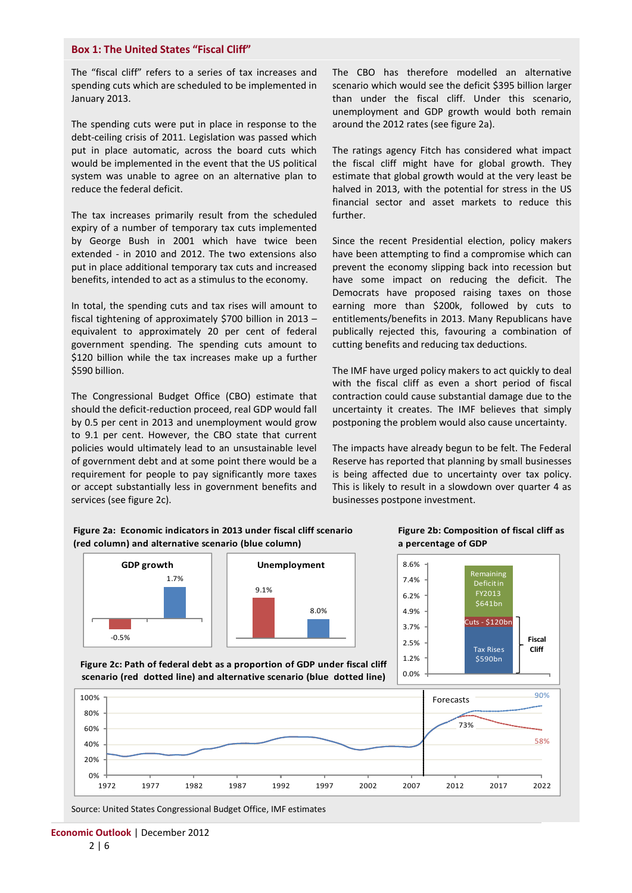## Box 1: The United States "Fiscal Cliff"

The "fiscal cliff" refers to a series of tax increases and spending cuts which are scheduled to be implemented in January 2013.

The spending cuts were put in place in response to the debt-ceiling crisis of 2011. Legislation was passed which put in place automatic, across the board cuts which would be implemented in the event that the US political system was unable to agree on an alternative plan to reduce the federal deficit.

The tax increases primarily result from the scheduled expiry of a number of temporary tax cuts implemented by George Bush in 2001 which have twice been extended - in 2010 and 2012. The two extensions also put in place additional temporary tax cuts and increased benefits, intended to act as a stimulus to the economy.

In total, the spending cuts and tax rises will amount to fiscal tightening of approximately $700 billion in 2013 – equivalent to approximately 20 per cent of federal government spending. The spending cuts amount to $120 billion while the tax increases make up a further $590 billion.

The Congressional Budget Office (CBO) estimate that should the deficit-reduction proceed, real GDP would fall by 0.5 per cent in 2013 and unemployment would grow to 9.1 per cent. However, the CBO state that current policies would ultimately lead to an unsustainable level of government debt and at some point there would be a requirement for people to pay significantly more taxes or accept substantially less in government benefits and services (see figure 2c).

The CBO has therefore modelled an alternative scenario which would see the deficit $395 billion larger than under the fiscal cliff. Under this scenario, unemployment and GDP growth would both remain around the 2012 rates (see figure 2a).

The ratings agency Fitch has considered what impact the fiscal cliff might have for global growth. They estimate that global growth would at the very least be halved in 2013, with the potential for stress in the US financial sector and asset markets to reduce this further.

Since the recent Presidential election, policy makers have been attempting to find a compromise which can prevent the economy slipping back into recession but have some impact on reducing the deficit. The Democrats have proposed raising taxes on those earning more than $200k, followed by cuts to entitlements/benefits in 2013. Many Republicans have publically rejected this, favouring a combination of cutting benefits and reducing tax deductions.

The IMF have urged policy makers to act quickly to deal with the fiscal cliff as even a short period of fiscal contraction could cause substantial damage due to the uncertainty it creates. The IMF believes that simply postponing the problem would also cause uncertainty.

The impacts have already begun to be felt. The Federal Reserve has reported that planning by small businesses is being affected due to uncertainty over tax policy. This is likely to result in a slowdown over quarter 4 as businesses postpone investment.

**Figure 2a: Economic indicators in 2013 under fiscal cliff scenario (red column) and alternative scenario (blue column)**

| | Fiscal cliff scenario | Alternative scenario |
|---|---|---|
| GDP growth | -0.5% | 1.7% |
| Unemployment | 9.1% | 8.0% |

**Figure 2b: Composition of fiscal cliff as a percentage of GDP**

Fiscal Cliff: Tax Rises $590bn; Cuts - $120bn. Remaining Deficit in FY2013 $641bn.

**Figure 2c: Path of federal debt as a proportion of GDP under fiscal cliff scenario (red dotted line) and alternative scenario (blue dotted line)**

Forecasts: 73% (2012); 2022: 90% (alternative scenario), 58% (fiscal cliff scenario).

Source: United States Congressional Budget Office, IMF estimates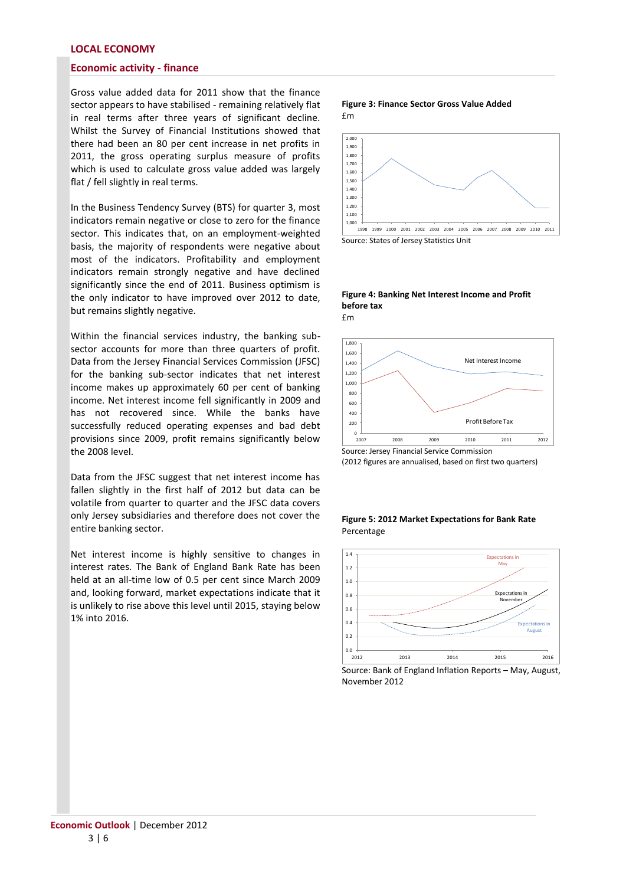## LOCAL ECONOMY

### Economic activity - finance

Gross value added data for 2011 show that the finance sector appears to have stabilised - remaining relatively flat in real terms after three years of significant decline. Whilst the Survey of Financial Institutions showed that there had been an 80 per cent increase in net profits in 2011, the gross operating surplus measure of profits which is used to calculate gross value added was largely flat / fell slightly in real terms.

In the Business Tendency Survey (BTS) for quarter 3, most indicators remain negative or close to zero for the finance sector. This indicates that, on an employment-weighted basis, the majority of respondents were negative about most of the indicators. Profitability and employment indicators remain strongly negative and have declined significantly since the end of 2011. Business optimism is the only indicator to have improved over 2012 to date, but remains slightly negative.

Within the financial services industry, the banking sub-sector accounts for more than three quarters of profit. Data from the Jersey Financial Services Commission (JFSC) for the banking sub-sector indicates that net interest income makes up approximately 60 per cent of banking income. Net interest income fell significantly in 2009 and has not recovered since. While the banks have successfully reduced operating expenses and bad debt provisions since 2009, profit remains significantly below the 2008 level.

Data from the JFSC suggest that net interest income has fallen slightly in the first half of 2012 but data can be volatile from quarter to quarter and the JFSC data covers only Jersey subsidiaries and therefore does not cover the entire banking sector.

Net interest income is highly sensitive to changes in interest rates. The Bank of England Bank Rate has been held at an all-time low of 0.5 per cent since March 2009 and, looking forward, market expectations indicate that it is unlikely to rise above this level until 2015, staying below 1% into 2016.

**Figure 3: Finance Sector Gross Value Added**
£m

Source: States of Jersey Statistics Unit

**Figure 4: Banking Net Interest Income and Profit before tax**
£m

Source: Jersey Financial Service Commission
(2012 figures are annualised, based on first two quarters)

**Figure 5: 2012 Market Expectations for Bank Rate**
Percentage

Source: Bank of England Inflation Reports – May, August, November 2012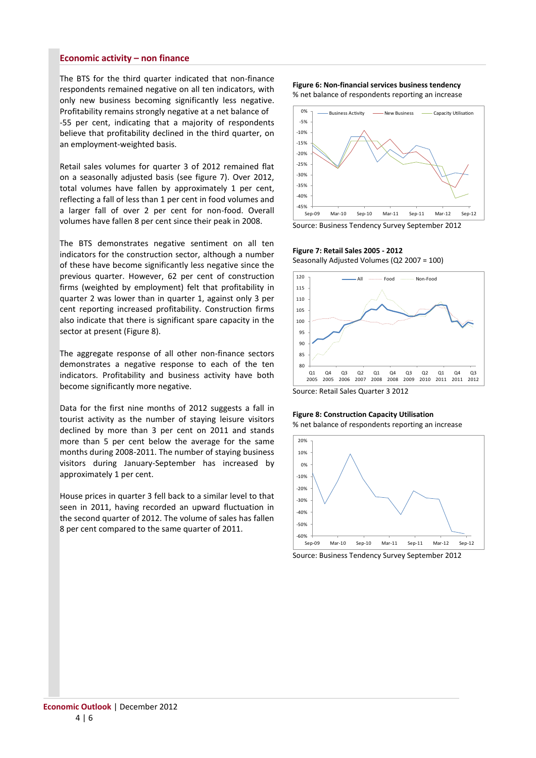## Economic activity – non finance

The BTS for the third quarter indicated that non-finance respondents remained negative on all ten indicators, with only new business becoming significantly less negative. Profitability remains strongly negative at a net balance of -55 per cent, indicating that a majority of respondents believe that profitability declined in the third quarter, on an employment-weighted basis.

Retail sales volumes for quarter 3 of 2012 remained flat on a seasonally adjusted basis (see figure 7). Over 2012, total volumes have fallen by approximately 1 per cent, reflecting a fall of less than 1 per cent in food volumes and a larger fall of over 2 per cent for non-food. Overall volumes have fallen 8 per cent since their peak in 2008.

The BTS demonstrates negative sentiment on all ten indicators for the construction sector, although a number of these have become significantly less negative since the previous quarter. However, 62 per cent of construction firms (weighted by employment) felt that profitability in quarter 2 was lower than in quarter 1, against only 3 per cent reporting increased profitability. Construction firms also indicate that there is significant spare capacity in the sector at present (Figure 8).

The aggregate response of all other non-finance sectors demonstrates a negative response to each of the ten indicators. Profitability and business activity have both become significantly more negative.

Data for the first nine months of 2012 suggests a fall in tourist activity as the number of staying leisure visitors declined by more than 3 per cent on 2011 and stands more than 5 per cent below the average for the same months during 2008-2011. The number of staying business visitors during January-September has increased by approximately 1 per cent.

House prices in quarter 3 fell back to a similar level to that seen in 2011, having recorded an upward fluctuation in the second quarter of 2012. The volume of sales has fallen 8 per cent compared to the same quarter of 2011.

**Figure 6: Non-financial services business tendency**
% net balance of respondents reporting an increase

Source: Business Tendency Survey September 2012

**Figure 7: Retail Sales 2005 - 2012**
Seasonally Adjusted Volumes (Q2 2007 = 100)

Source: Retail Sales Quarter 3 2012

**Figure 8: Construction Capacity Utilisation**
% net balance of respondents reporting an increase

Source: Business Tendency Survey September 2012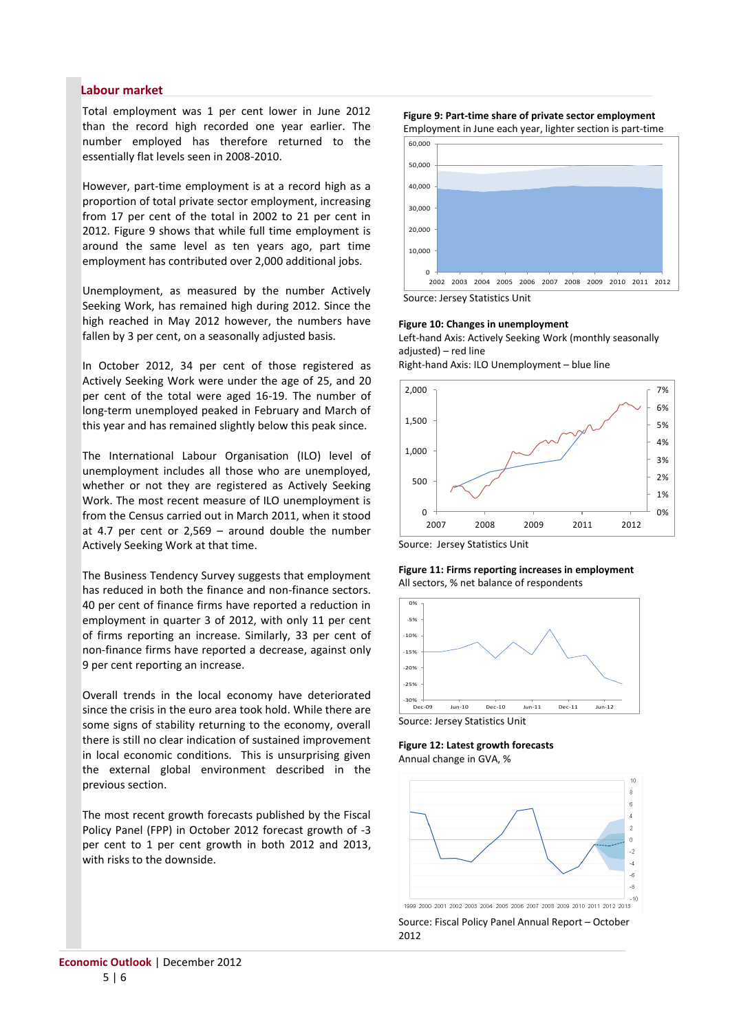## Labour market

Total employment was 1 per cent lower in June 2012 than the record high recorded one year earlier. The number employed has therefore returned to the essentially flat levels seen in 2008-2010.

However, part-time employment is at a record high as a proportion of total private sector employment, increasing from 17 per cent of the total in 2002 to 21 per cent in 2012. Figure 9 shows that while full time employment is around the same level as ten years ago, part time employment has contributed over 2,000 additional jobs.

Unemployment, as measured by the number Actively Seeking Work, has remained high during 2012. Since the high reached in May 2012 however, the numbers have fallen by 3 per cent, on a seasonally adjusted basis.

In October 2012, 34 per cent of those registered as Actively Seeking Work were under the age of 25, and 20 per cent of the total were aged 16-19. The number of long-term unemployed peaked in February and March of this year and has remained slightly below this peak since.

The International Labour Organisation (ILO) level of unemployment includes all those who are unemployed, whether or not they are registered as Actively Seeking Work. The most recent measure of ILO unemployment is from the Census carried out in March 2011, when it stood at 4.7 per cent or 2,569 – around double the number Actively Seeking Work at that time.

The Business Tendency Survey suggests that employment has reduced in both the finance and non-finance sectors. 40 per cent of finance firms have reported a reduction in employment in quarter 3 of 2012, with only 11 per cent of firms reporting an increase. Similarly, 33 per cent of non-finance firms have reported a decrease, against only 9 per cent reporting an increase.

Overall trends in the local economy have deteriorated since the crisis in the euro area took hold. While there are some signs of stability returning to the economy, overall there is still no clear indication of sustained improvement in local economic conditions. This is unsurprising given the external global environment described in the previous section.

The most recent growth forecasts published by the Fiscal Policy Panel (FPP) in October 2012 forecast growth of -3 per cent to 1 per cent growth in both 2012 and 2013, with risks to the downside.

**Figure 9: Part-time share of private sector employment**
Employment in June each year, lighter section is part-time

Source: Jersey Statistics Unit

**Figure 10: Changes in unemployment**
Left-hand Axis: Actively Seeking Work (monthly seasonally adjusted) – red line
Right-hand Axis: ILO Unemployment – blue line

Source: Jersey Statistics Unit

**Figure 11: Firms reporting increases in employment**
All sectors, % net balance of respondents

Source: Jersey Statistics Unit

**Figure 12: Latest growth forecasts**
Annual change in GVA, %

Source: Fiscal Policy Panel Annual Report – October 2012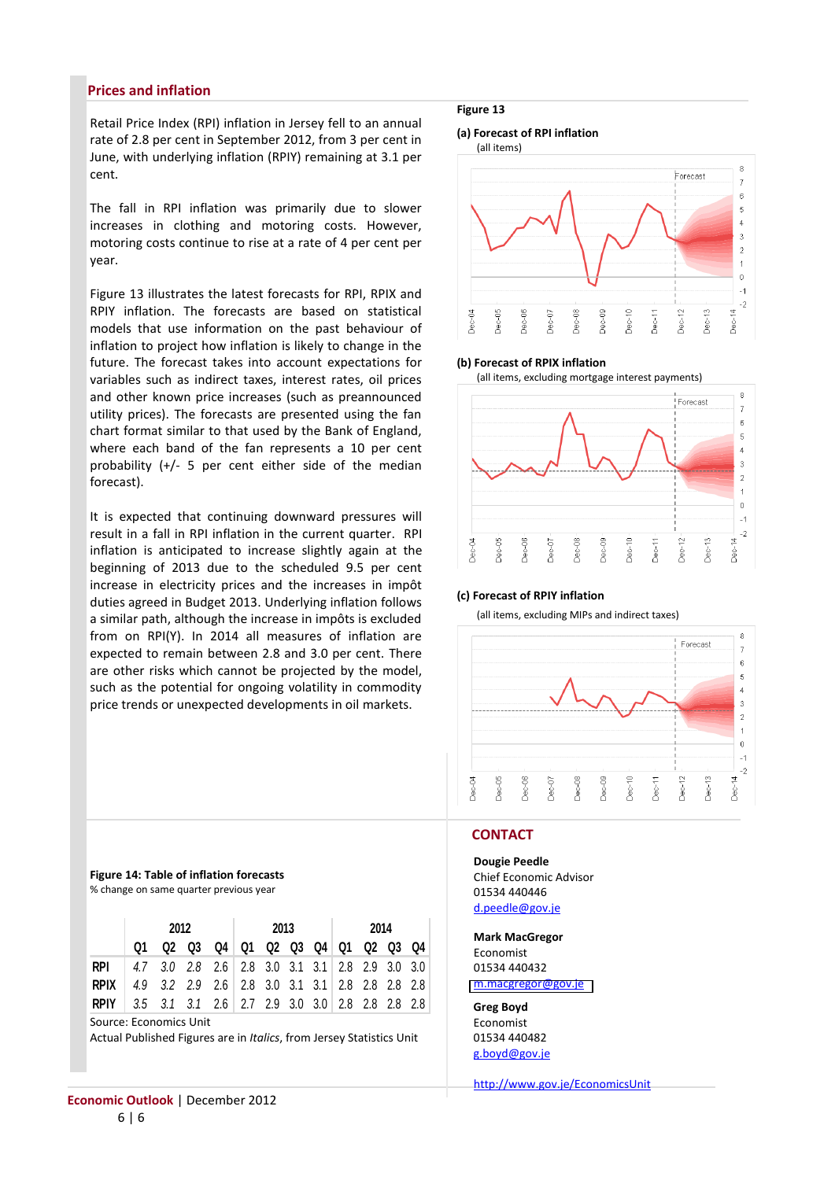## Prices and inflation

Retail Price Index (RPI) inflation in Jersey fell to an annual rate of 2.8 per cent in September 2012, from 3 per cent in June, with underlying inflation (RPIY) remaining at 3.1 per cent.

The fall in RPI inflation was primarily due to slower increases in clothing and motoring costs. However, motoring costs continue to rise at a rate of 4 per cent per year.

Figure 13 illustrates the latest forecasts for RPI, RPIX and RPIY inflation. The forecasts are based on statistical models that use information on the past behaviour of inflation to project how inflation is likely to change in the future. The forecast takes into account expectations for variables such as indirect taxes, interest rates, oil prices and other known price increases (such as preannounced utility prices). The forecasts are presented using the fan chart format similar to that used by the Bank of England, where each band of the fan represents a 10 per cent probability (+/- 5 per cent either side of the median forecast).

It is expected that continuing downward pressures will result in a fall in RPI inflation in the current quarter. RPI inflation is anticipated to increase slightly again at the beginning of 2013 due to the scheduled 9.5 per cent increase in electricity prices and the increases in impôt duties agreed in Budget 2013. Underlying inflation follows a similar path, although the increase in impôts is excluded from on RPI(Y). In 2014 all measures of inflation are expected to remain between 2.8 and 3.0 per cent. There are other risks which cannot be projected by the model, such as the potential for ongoing volatility in commodity price trends or unexpected developments in oil markets.

**Figure 13**

**(a) Forecast of RPI inflation**
(all items)

Forecast
8 7 6 5 4 3 2 1 0 -1 -2
Dec-04 Dec-05 Dec-06 Dec-07 Dec-08 Dec-09 Dec-10 Dec-11 Dec-12 Dec-13 Dec-14

**(b) Forecast of RPIX inflation**
(all items, excluding mortgage interest payments)

Forecast
8 7 6 5 4 3 2 1 0 -1 -2
Dec-04 Dec-05 Dec-06 Dec-07 Dec-08 Dec-09 Dec-10 Dec-11 Dec-12 Dec-13 Dec-14

**(c) Forecast of RPIY inflation**
(all items, excluding MIPs and indirect taxes)

Forecast
8 7 6 5 4 3 2 1 0 -1 -2
Dec-04 Dec-05 Dec-06 Dec-07 Dec-08 Dec-09 Dec-10 Dec-11 Dec-12 Dec-13 Dec-14

**Figure 14: Table of inflation forecasts**
% change on same quarter previous year

| | 2012 | | | | 2013 | | | | 2014 | | | |
|---|---|---|---|---|---|---|---|---|---|---|---|---|
| | Q1 | Q2 | Q3 | Q4 | Q1 | Q2 | Q3 | Q4 | Q1 | Q2 | Q3 | Q4 |
| RPI | *4.7* | *3.0* | *2.8* | 2.6 | 2.8 | 3.0 | 3.1 | 3.1 | 2.8 | 2.9 | 3.0 | 3.0 |
| RPIX | *4.9* | *3.2* | *2.9* | 2.6 | 2.8 | 3.0 | 3.1 | 3.1 | 2.8 | 2.8 | 2.8 | 2.8 |
| RPIY | *3.5* | *3.1* | *3.1* | 2.6 | 2.7 | 2.9 | 3.0 | 3.0 | 2.8 | 2.8 | 2.8 | 2.8 |

Source: Economics Unit
Actual Published Figures are in *Italics*, from Jersey Statistics Unit

## CONTACT

**Dougie Peedle**
Chief Economic Advisor
01534 440446
d.peedle@gov.je

**Mark MacGregor**
Economist
01534 440432
m.macgregor@gov.je

**Greg Boyd**
Economist
01534 440482
g.boyd@gov.je

http://www.gov.je/EconomicsUnit

**Economic Outlook** | December 2012